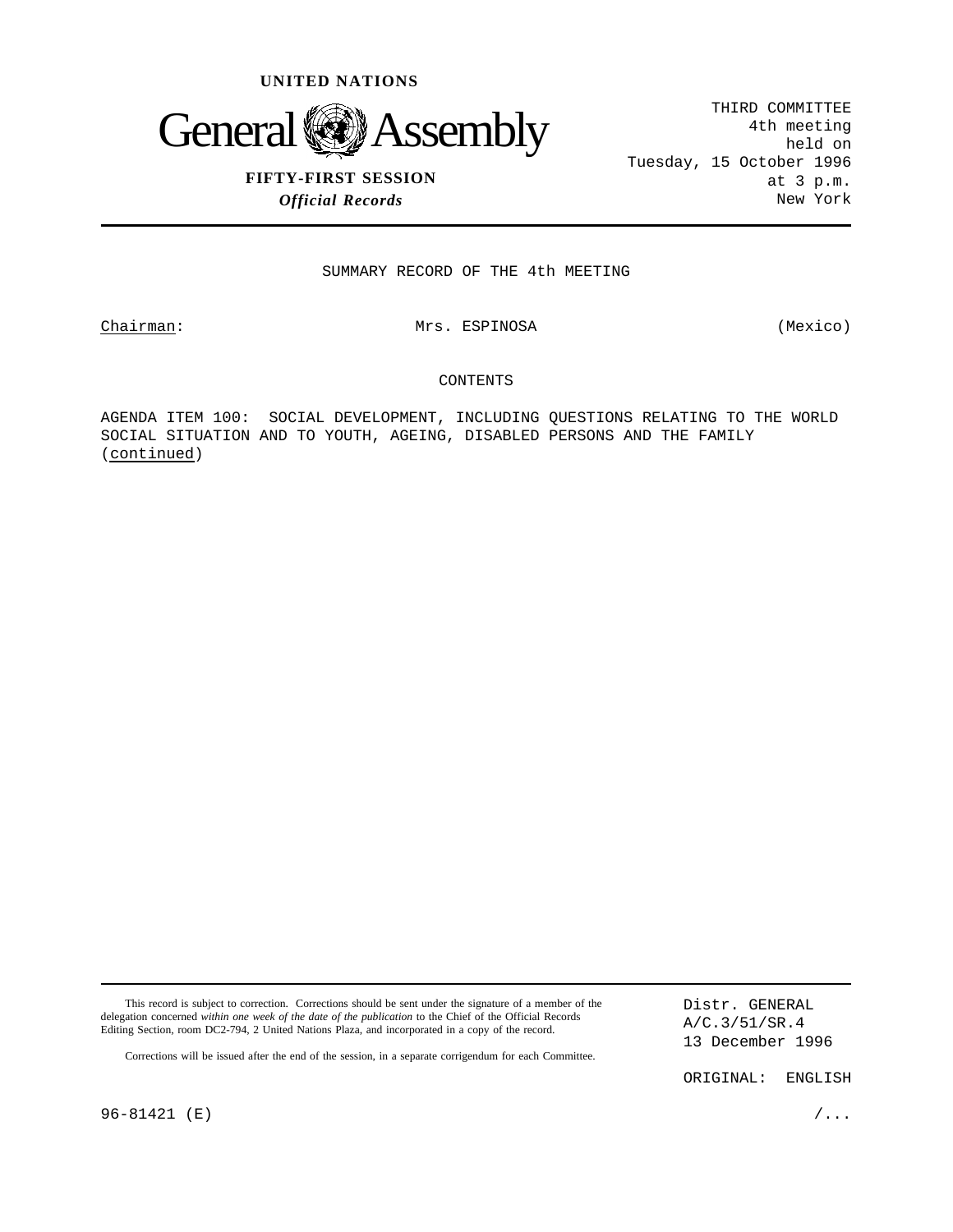**UNITED NATIONS**

# General Assembly

**FIFTY-FIRST SESSION**
***Official Records***

THIRD COMMITTEE
4th meeting
held on
Tuesday, 15 October 1996
at 3 p.m.
New York

SUMMARY RECORD OF THE 4th MEETING

Chairman: Mrs. ESPINOSA (Mexico)

CONTENTS

AGENDA ITEM 100: SOCIAL DEVELOPMENT, INCLUDING QUESTIONS RELATING TO THE WORLD SOCIAL SITUATION AND TO YOUTH, AGEING, DISABLED PERSONS AND THE FAMILY (continued)

This record is subject to correction. Corrections should be sent under the signature of a member of the delegation concerned *within one week of the date of the publication* to the Chief of the Official Records Editing Section, room DC2-794, 2 United Nations Plaza, and incorporated in a copy of the record.

Corrections will be issued after the end of the session, in a separate corrigendum for each Committee.

Distr. GENERAL
A/C.3/51/SR.4
13 December 1996

ORIGINAL: ENGLISH

96-81421 (E)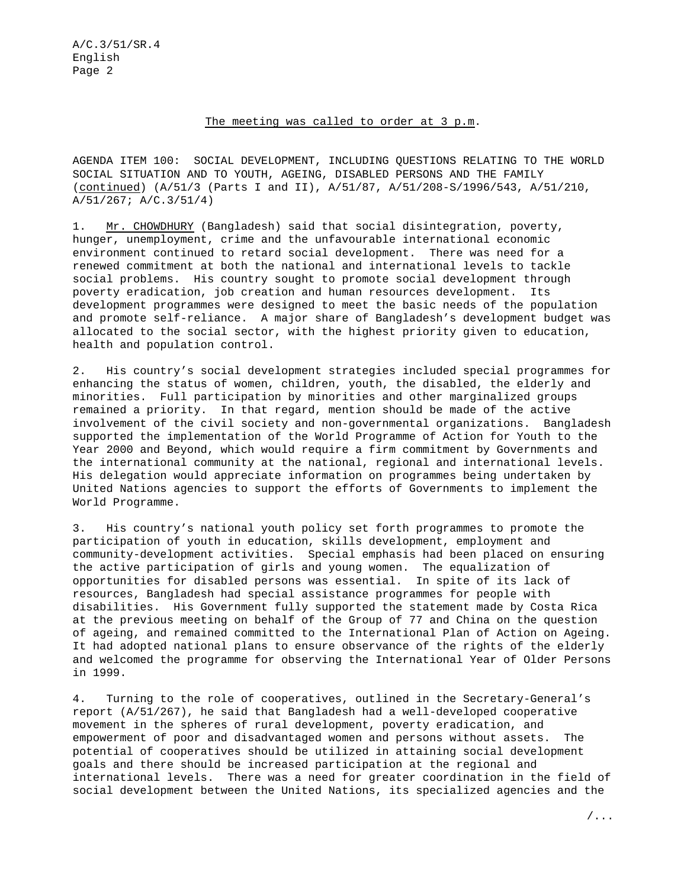The meeting was called to order at 3 p.m.

AGENDA ITEM 100: SOCIAL DEVELOPMENT, INCLUDING QUESTIONS RELATING TO THE WORLD SOCIAL SITUATION AND TO YOUTH, AGEING, DISABLED PERSONS AND THE FAMILY (continued) (A/51/3 (Parts I and II), A/51/87, A/51/208-S/1996/543, A/51/210, A/51/267; A/C.3/51/4)

1. Mr. CHOWDHURY (Bangladesh) said that social disintegration, poverty, hunger, unemployment, crime and the unfavourable international economic environment continued to retard social development. There was need for a renewed commitment at both the national and international levels to tackle social problems. His country sought to promote social development through poverty eradication, job creation and human resources development. Its development programmes were designed to meet the basic needs of the population and promote self-reliance. A major share of Bangladesh's development budget was allocated to the social sector, with the highest priority given to education, health and population control.

2. His country's social development strategies included special programmes for enhancing the status of women, children, youth, the disabled, the elderly and minorities. Full participation by minorities and other marginalized groups remained a priority. In that regard, mention should be made of the active involvement of the civil society and non-governmental organizations. Bangladesh supported the implementation of the World Programme of Action for Youth to the Year 2000 and Beyond, which would require a firm commitment by Governments and the international community at the national, regional and international levels. His delegation would appreciate information on programmes being undertaken by United Nations agencies to support the efforts of Governments to implement the World Programme.

3. His country's national youth policy set forth programmes to promote the participation of youth in education, skills development, employment and community-development activities. Special emphasis had been placed on ensuring the active participation of girls and young women. The equalization of opportunities for disabled persons was essential. In spite of its lack of resources, Bangladesh had special assistance programmes for people with disabilities. His Government fully supported the statement made by Costa Rica at the previous meeting on behalf of the Group of 77 and China on the question of ageing, and remained committed to the International Plan of Action on Ageing. It had adopted national plans to ensure observance of the rights of the elderly and welcomed the programme for observing the International Year of Older Persons in 1999.

4. Turning to the role of cooperatives, outlined in the Secretary-General's report (A/51/267), he said that Bangladesh had a well-developed cooperative movement in the spheres of rural development, poverty eradication, and empowerment of poor and disadvantaged women and persons without assets. The potential of cooperatives should be utilized in attaining social development goals and there should be increased participation at the regional and international levels. There was a need for greater coordination in the field of social development between the United Nations, its specialized agencies and the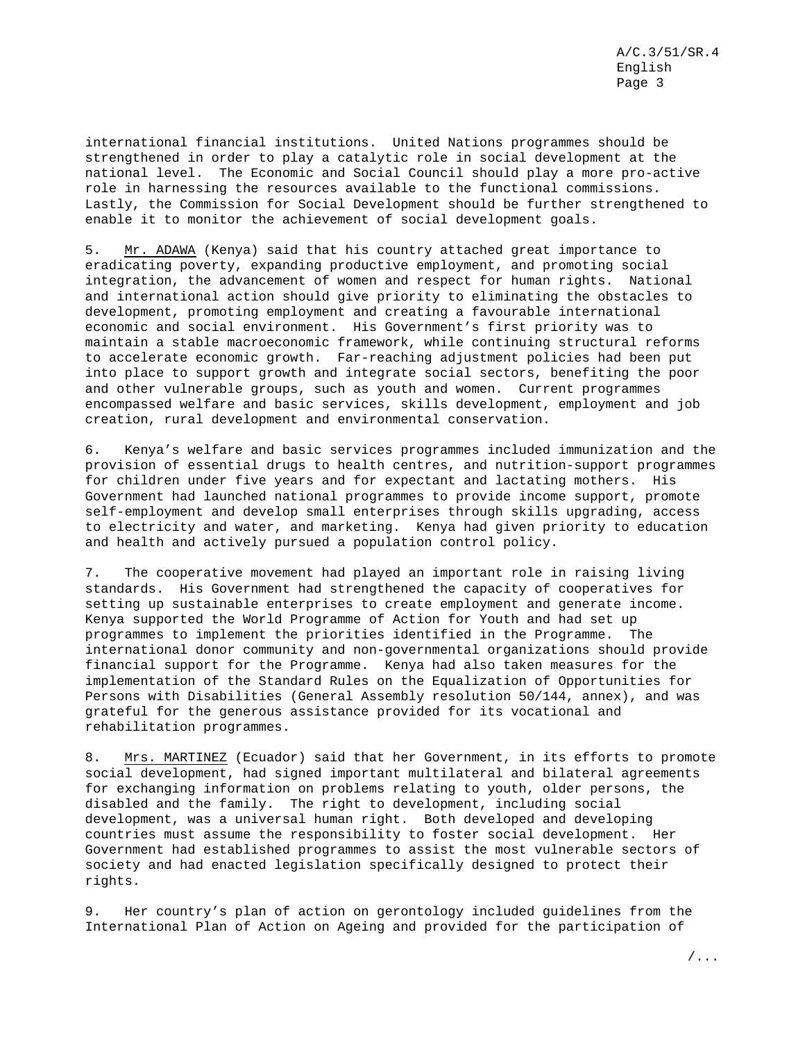international financial institutions. United Nations programmes should be strengthened in order to play a catalytic role in social development at the national level. The Economic and Social Council should play a more pro-active role in harnessing the resources available to the functional commissions. Lastly, the Commission for Social Development should be further strengthened to enable it to monitor the achievement of social development goals.

5. Mr. ADAWA (Kenya) said that his country attached great importance to eradicating poverty, expanding productive employment, and promoting social integration, the advancement of women and respect for human rights. National and international action should give priority to eliminating the obstacles to development, promoting employment and creating a favourable international economic and social environment. His Government's first priority was to maintain a stable macroeconomic framework, while continuing structural reforms to accelerate economic growth. Far-reaching adjustment policies had been put into place to support growth and integrate social sectors, benefiting the poor and other vulnerable groups, such as youth and women. Current programmes encompassed welfare and basic services, skills development, employment and job creation, rural development and environmental conservation.

6. Kenya's welfare and basic services programmes included immunization and the provision of essential drugs to health centres, and nutrition-support programmes for children under five years and for expectant and lactating mothers. His Government had launched national programmes to provide income support, promote self-employment and develop small enterprises through skills upgrading, access to electricity and water, and marketing. Kenya had given priority to education and health and actively pursued a population control policy.

7. The cooperative movement had played an important role in raising living standards. His Government had strengthened the capacity of cooperatives for setting up sustainable enterprises to create employment and generate income. Kenya supported the World Programme of Action for Youth and had set up programmes to implement the priorities identified in the Programme. The international donor community and non-governmental organizations should provide financial support for the Programme. Kenya had also taken measures for the implementation of the Standard Rules on the Equalization of Opportunities for Persons with Disabilities (General Assembly resolution 50/144, annex), and was grateful for the generous assistance provided for its vocational and rehabilitation programmes.

8. Mrs. MARTINEZ (Ecuador) said that her Government, in its efforts to promote social development, had signed important multilateral and bilateral agreements for exchanging information on problems relating to youth, older persons, the disabled and the family. The right to development, including social development, was a universal human right. Both developed and developing countries must assume the responsibility to foster social development. Her Government had established programmes to assist the most vulnerable sectors of society and had enacted legislation specifically designed to protect their rights.

9. Her country's plan of action on gerontology included guidelines from the International Plan of Action on Ageing and provided for the participation of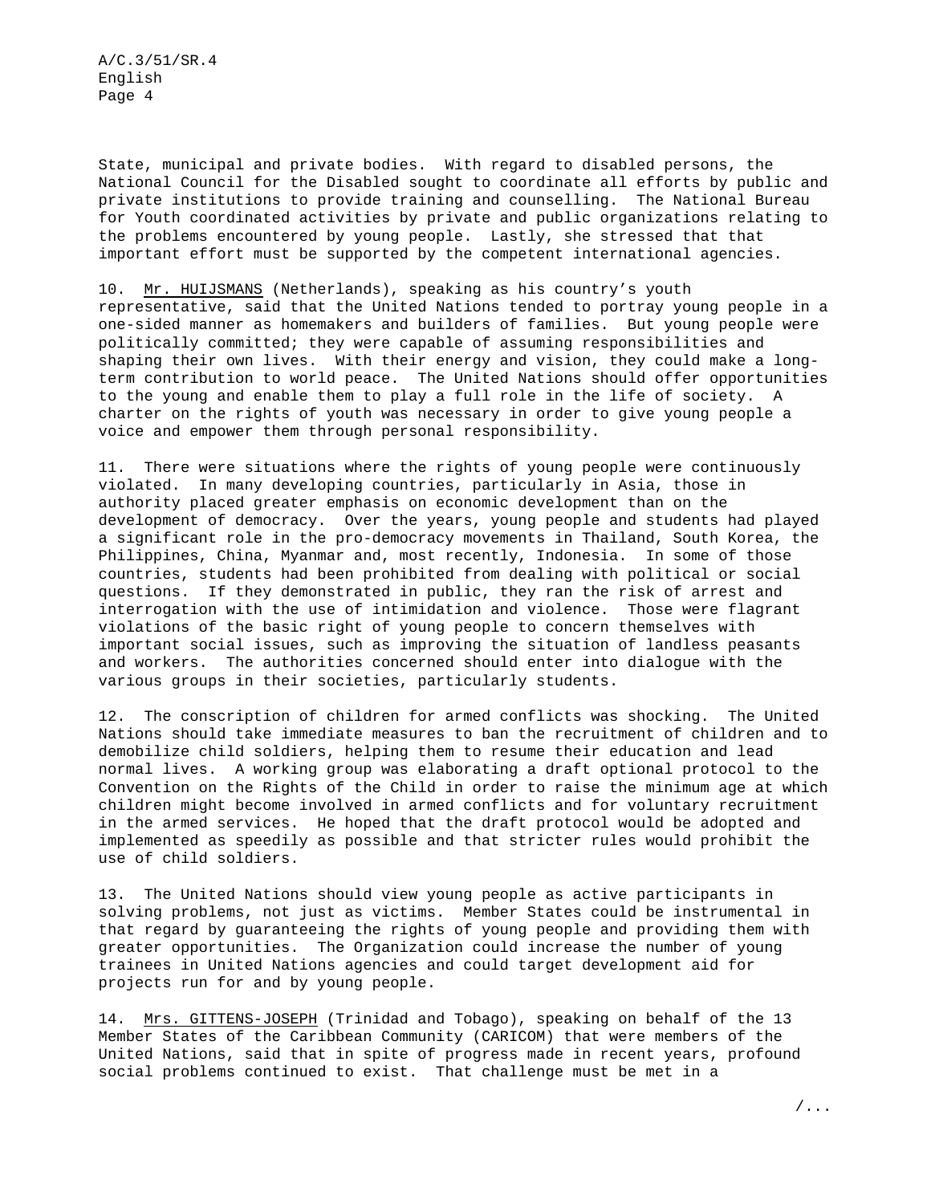State, municipal and private bodies. With regard to disabled persons, the National Council for the Disabled sought to coordinate all efforts by public and private institutions to provide training and counselling. The National Bureau for Youth coordinated activities by private and public organizations relating to the problems encountered by young people. Lastly, she stressed that that important effort must be supported by the competent international agencies.

10. Mr. HUIJSMANS (Netherlands), speaking as his country's youth representative, said that the United Nations tended to portray young people in a one-sided manner as homemakers and builders of families. But young people were politically committed; they were capable of assuming responsibilities and shaping their own lives. With their energy and vision, they could make a long-term contribution to world peace. The United Nations should offer opportunities to the young and enable them to play a full role in the life of society. A charter on the rights of youth was necessary in order to give young people a voice and empower them through personal responsibility.

11. There were situations where the rights of young people were continuously violated. In many developing countries, particularly in Asia, those in authority placed greater emphasis on economic development than on the development of democracy. Over the years, young people and students had played a significant role in the pro-democracy movements in Thailand, South Korea, the Philippines, China, Myanmar and, most recently, Indonesia. In some of those countries, students had been prohibited from dealing with political or social questions. If they demonstrated in public, they ran the risk of arrest and interrogation with the use of intimidation and violence. Those were flagrant violations of the basic right of young people to concern themselves with important social issues, such as improving the situation of landless peasants and workers. The authorities concerned should enter into dialogue with the various groups in their societies, particularly students.

12. The conscription of children for armed conflicts was shocking. The United Nations should take immediate measures to ban the recruitment of children and to demobilize child soldiers, helping them to resume their education and lead normal lives. A working group was elaborating a draft optional protocol to the Convention on the Rights of the Child in order to raise the minimum age at which children might become involved in armed conflicts and for voluntary recruitment in the armed services. He hoped that the draft protocol would be adopted and implemented as speedily as possible and that stricter rules would prohibit the use of child soldiers.

13. The United Nations should view young people as active participants in solving problems, not just as victims. Member States could be instrumental in that regard by guaranteeing the rights of young people and providing them with greater opportunities. The Organization could increase the number of young trainees in United Nations agencies and could target development aid for projects run for and by young people.

14. Mrs. GITTENS-JOSEPH (Trinidad and Tobago), speaking on behalf of the 13 Member States of the Caribbean Community (CARICOM) that were members of the United Nations, said that in spite of progress made in recent years, profound social problems continued to exist. That challenge must be met in a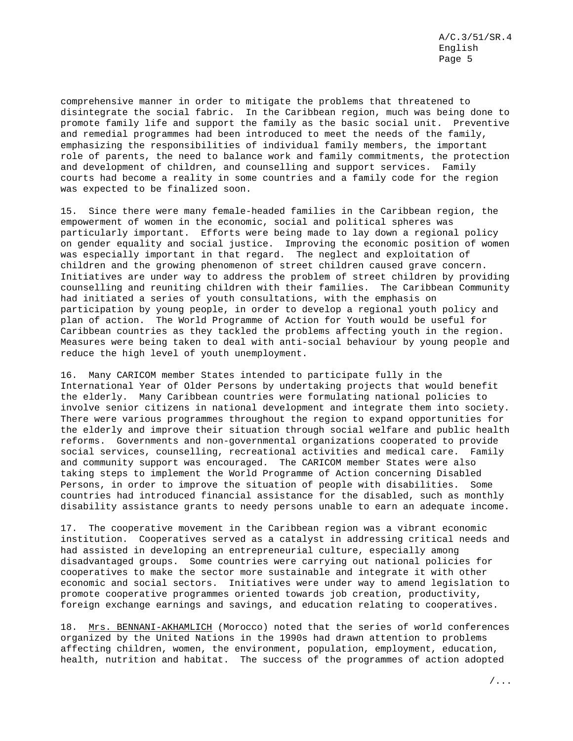comprehensive manner in order to mitigate the problems that threatened to disintegrate the social fabric. In the Caribbean region, much was being done to promote family life and support the family as the basic social unit. Preventive and remedial programmes had been introduced to meet the needs of the family, emphasizing the responsibilities of individual family members, the important role of parents, the need to balance work and family commitments, the protection and development of children, and counselling and support services. Family courts had become a reality in some countries and a family code for the region was expected to be finalized soon.

15. Since there were many female-headed families in the Caribbean region, the empowerment of women in the economic, social and political spheres was particularly important. Efforts were being made to lay down a regional policy on gender equality and social justice. Improving the economic position of women was especially important in that regard. The neglect and exploitation of children and the growing phenomenon of street children caused grave concern. Initiatives are under way to address the problem of street children by providing counselling and reuniting children with their families. The Caribbean Community had initiated a series of youth consultations, with the emphasis on participation by young people, in order to develop a regional youth policy and plan of action. The World Programme of Action for Youth would be useful for Caribbean countries as they tackled the problems affecting youth in the region. Measures were being taken to deal with anti-social behaviour by young people and reduce the high level of youth unemployment.

16. Many CARICOM member States intended to participate fully in the International Year of Older Persons by undertaking projects that would benefit the elderly. Many Caribbean countries were formulating national policies to involve senior citizens in national development and integrate them into society. There were various programmes throughout the region to expand opportunities for the elderly and improve their situation through social welfare and public health reforms. Governments and non-governmental organizations cooperated to provide social services, counselling, recreational activities and medical care. Family and community support was encouraged. The CARICOM member States were also taking steps to implement the World Programme of Action concerning Disabled Persons, in order to improve the situation of people with disabilities. Some countries had introduced financial assistance for the disabled, such as monthly disability assistance grants to needy persons unable to earn an adequate income.

17. The cooperative movement in the Caribbean region was a vibrant economic institution. Cooperatives served as a catalyst in addressing critical needs and had assisted in developing an entrepreneurial culture, especially among disadvantaged groups. Some countries were carrying out national policies for cooperatives to make the sector more sustainable and integrate it with other economic and social sectors. Initiatives were under way to amend legislation to promote cooperative programmes oriented towards job creation, productivity, foreign exchange earnings and savings, and education relating to cooperatives.

18. Mrs. BENNANI-AKHAMLICH (Morocco) noted that the series of world conferences organized by the United Nations in the 1990s had drawn attention to problems affecting children, women, the environment, population, employment, education, health, nutrition and habitat. The success of the programmes of action adopted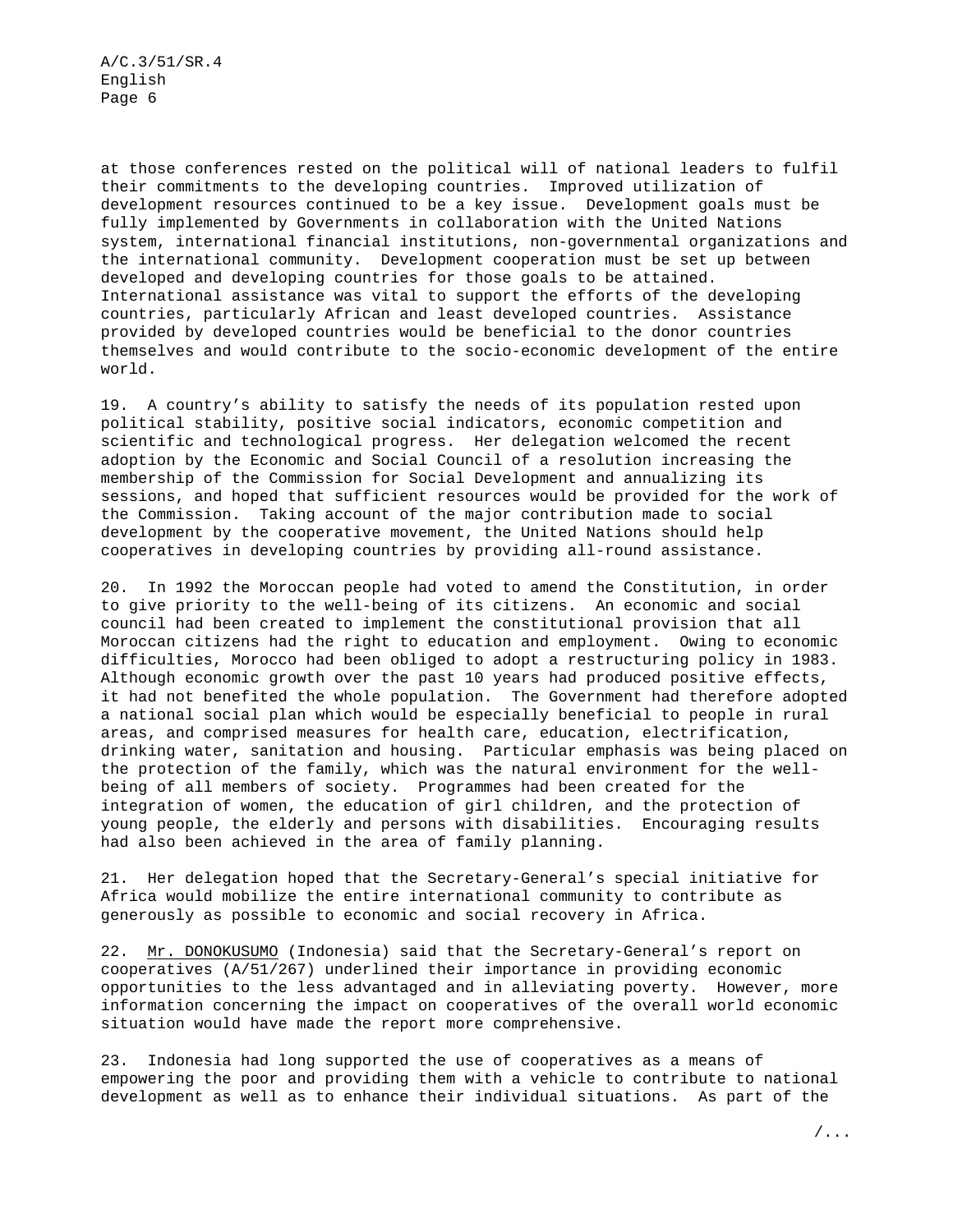at those conferences rested on the political will of national leaders to fulfil their commitments to the developing countries. Improved utilization of development resources continued to be a key issue. Development goals must be fully implemented by Governments in collaboration with the United Nations system, international financial institutions, non-governmental organizations and the international community. Development cooperation must be set up between developed and developing countries for those goals to be attained. International assistance was vital to support the efforts of the developing countries, particularly African and least developed countries. Assistance provided by developed countries would be beneficial to the donor countries themselves and would contribute to the socio-economic development of the entire world.

19. A country's ability to satisfy the needs of its population rested upon political stability, positive social indicators, economic competition and scientific and technological progress. Her delegation welcomed the recent adoption by the Economic and Social Council of a resolution increasing the membership of the Commission for Social Development and annualizing its sessions, and hoped that sufficient resources would be provided for the work of the Commission. Taking account of the major contribution made to social development by the cooperative movement, the United Nations should help cooperatives in developing countries by providing all-round assistance.

20. In 1992 the Moroccan people had voted to amend the Constitution, in order to give priority to the well-being of its citizens. An economic and social council had been created to implement the constitutional provision that all Moroccan citizens had the right to education and employment. Owing to economic difficulties, Morocco had been obliged to adopt a restructuring policy in 1983. Although economic growth over the past 10 years had produced positive effects, it had not benefited the whole population. The Government had therefore adopted a national social plan which would be especially beneficial to people in rural areas, and comprised measures for health care, education, electrification, drinking water, sanitation and housing. Particular emphasis was being placed on the protection of the family, which was the natural environment for the well-being of all members of society. Programmes had been created for the integration of women, the education of girl children, and the protection of young people, the elderly and persons with disabilities. Encouraging results had also been achieved in the area of family planning.

21. Her delegation hoped that the Secretary-General's special initiative for Africa would mobilize the entire international community to contribute as generously as possible to economic and social recovery in Africa.

22. Mr. DONOKUSUMO (Indonesia) said that the Secretary-General's report on cooperatives (A/51/267) underlined their importance in providing economic opportunities to the less advantaged and in alleviating poverty. However, more information concerning the impact on cooperatives of the overall world economic situation would have made the report more comprehensive.

23. Indonesia had long supported the use of cooperatives as a means of empowering the poor and providing them with a vehicle to contribute to national development as well as to enhance their individual situations. As part of the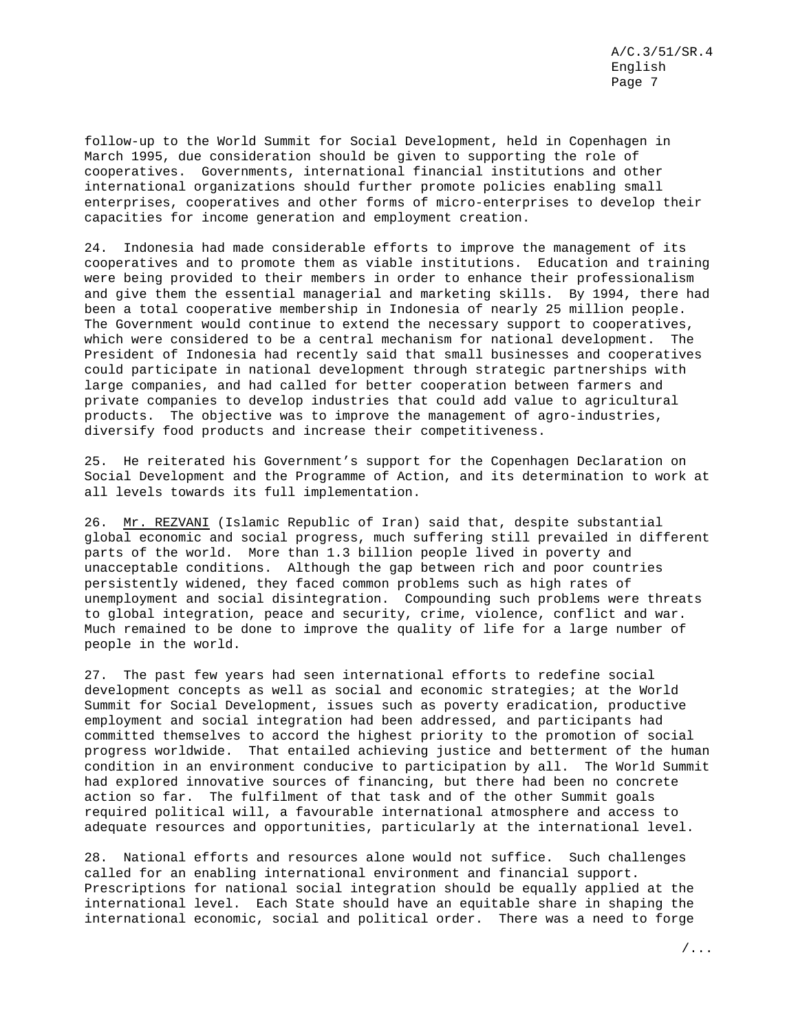follow-up to the World Summit for Social Development, held in Copenhagen in March 1995, due consideration should be given to supporting the role of cooperatives. Governments, international financial institutions and other international organizations should further promote policies enabling small enterprises, cooperatives and other forms of micro-enterprises to develop their capacities for income generation and employment creation.

24. Indonesia had made considerable efforts to improve the management of its cooperatives and to promote them as viable institutions. Education and training were being provided to their members in order to enhance their professionalism and give them the essential managerial and marketing skills. By 1994, there had been a total cooperative membership in Indonesia of nearly 25 million people. The Government would continue to extend the necessary support to cooperatives, which were considered to be a central mechanism for national development. The President of Indonesia had recently said that small businesses and cooperatives could participate in national development through strategic partnerships with large companies, and had called for better cooperation between farmers and private companies to develop industries that could add value to agricultural products. The objective was to improve the management of agro-industries, diversify food products and increase their competitiveness.

25. He reiterated his Government's support for the Copenhagen Declaration on Social Development and the Programme of Action, and its determination to work at all levels towards its full implementation.

26. Mr. REZVANI (Islamic Republic of Iran) said that, despite substantial global economic and social progress, much suffering still prevailed in different parts of the world. More than 1.3 billion people lived in poverty and unacceptable conditions. Although the gap between rich and poor countries persistently widened, they faced common problems such as high rates of unemployment and social disintegration. Compounding such problems were threats to global integration, peace and security, crime, violence, conflict and war. Much remained to be done to improve the quality of life for a large number of people in the world.

27. The past few years had seen international efforts to redefine social development concepts as well as social and economic strategies; at the World Summit for Social Development, issues such as poverty eradication, productive employment and social integration had been addressed, and participants had committed themselves to accord the highest priority to the promotion of social progress worldwide. That entailed achieving justice and betterment of the human condition in an environment conducive to participation by all. The World Summit had explored innovative sources of financing, but there had been no concrete action so far. The fulfilment of that task and of the other Summit goals required political will, a favourable international atmosphere and access to adequate resources and opportunities, particularly at the international level.

28. National efforts and resources alone would not suffice. Such challenges called for an enabling international environment and financial support. Prescriptions for national social integration should be equally applied at the international level. Each State should have an equitable share in shaping the international economic, social and political order. There was a need to forge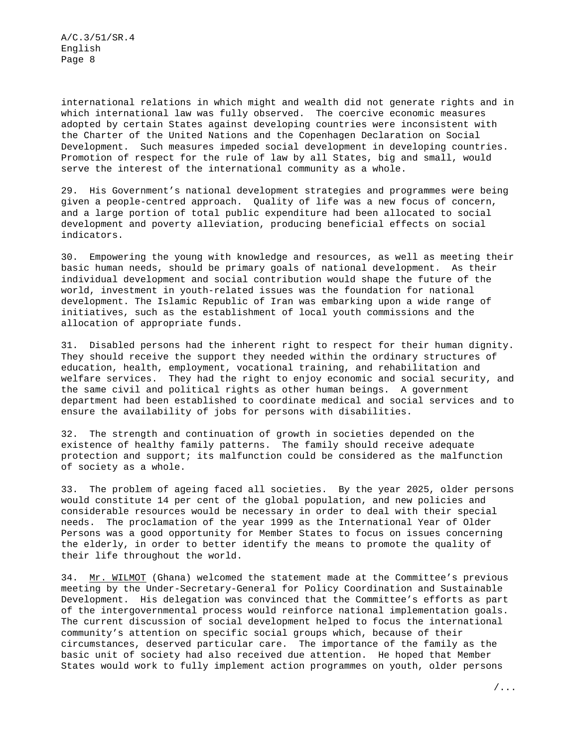international relations in which might and wealth did not generate rights and in which international law was fully observed. The coercive economic measures adopted by certain States against developing countries were inconsistent with the Charter of the United Nations and the Copenhagen Declaration on Social Development. Such measures impeded social development in developing countries. Promotion of respect for the rule of law by all States, big and small, would serve the interest of the international community as a whole.

29. His Government's national development strategies and programmes were being given a people-centred approach. Quality of life was a new focus of concern, and a large portion of total public expenditure had been allocated to social development and poverty alleviation, producing beneficial effects on social indicators.

30. Empowering the young with knowledge and resources, as well as meeting their basic human needs, should be primary goals of national development. As their individual development and social contribution would shape the future of the world, investment in youth-related issues was the foundation for national development. The Islamic Republic of Iran was embarking upon a wide range of initiatives, such as the establishment of local youth commissions and the allocation of appropriate funds.

31. Disabled persons had the inherent right to respect for their human dignity. They should receive the support they needed within the ordinary structures of education, health, employment, vocational training, and rehabilitation and welfare services. They had the right to enjoy economic and social security, and the same civil and political rights as other human beings. A government department had been established to coordinate medical and social services and to ensure the availability of jobs for persons with disabilities.

32. The strength and continuation of growth in societies depended on the existence of healthy family patterns. The family should receive adequate protection and support; its malfunction could be considered as the malfunction of society as a whole.

33. The problem of ageing faced all societies. By the year 2025, older persons would constitute 14 per cent of the global population, and new policies and considerable resources would be necessary in order to deal with their special needs. The proclamation of the year 1999 as the International Year of Older Persons was a good opportunity for Member States to focus on issues concerning the elderly, in order to better identify the means to promote the quality of their life throughout the world.

34. Mr. WILMOT (Ghana) welcomed the statement made at the Committee's previous meeting by the Under-Secretary-General for Policy Coordination and Sustainable Development. His delegation was convinced that the Committee's efforts as part of the intergovernmental process would reinforce national implementation goals. The current discussion of social development helped to focus the international community's attention on specific social groups which, because of their circumstances, deserved particular care. The importance of the family as the basic unit of society had also received due attention. He hoped that Member States would work to fully implement action programmes on youth, older persons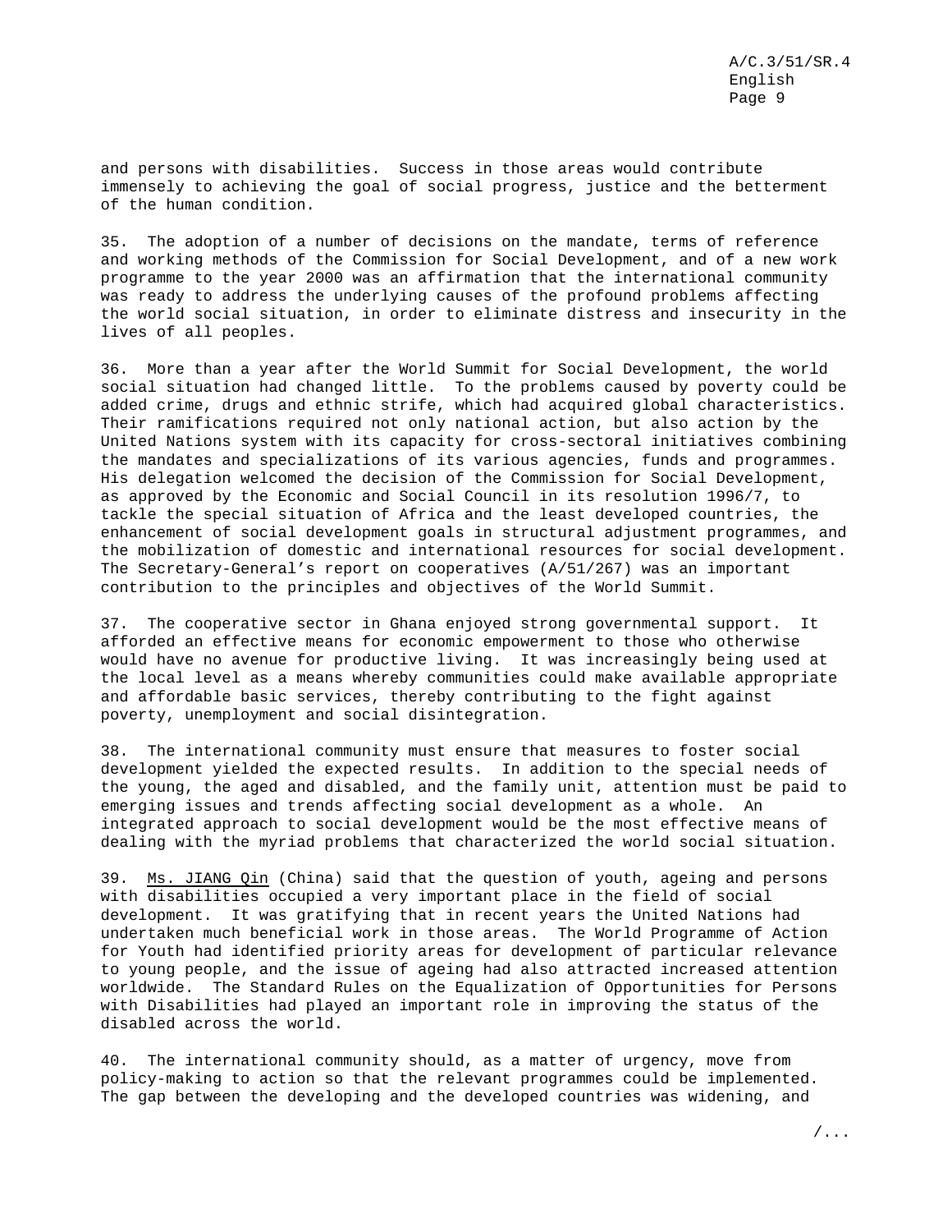and persons with disabilities. Success in those areas would contribute immensely to achieving the goal of social progress, justice and the betterment of the human condition.

35. The adoption of a number of decisions on the mandate, terms of reference and working methods of the Commission for Social Development, and of a new work programme to the year 2000 was an affirmation that the international community was ready to address the underlying causes of the profound problems affecting the world social situation, in order to eliminate distress and insecurity in the lives of all peoples.

36. More than a year after the World Summit for Social Development, the world social situation had changed little. To the problems caused by poverty could be added crime, drugs and ethnic strife, which had acquired global characteristics. Their ramifications required not only national action, but also action by the United Nations system with its capacity for cross-sectoral initiatives combining the mandates and specializations of its various agencies, funds and programmes. His delegation welcomed the decision of the Commission for Social Development, as approved by the Economic and Social Council in its resolution 1996/7, to tackle the special situation of Africa and the least developed countries, the enhancement of social development goals in structural adjustment programmes, and the mobilization of domestic and international resources for social development. The Secretary-General's report on cooperatives (A/51/267) was an important contribution to the principles and objectives of the World Summit.

37. The cooperative sector in Ghana enjoyed strong governmental support. It afforded an effective means for economic empowerment to those who otherwise would have no avenue for productive living. It was increasingly being used at the local level as a means whereby communities could make available appropriate and affordable basic services, thereby contributing to the fight against poverty, unemployment and social disintegration.

38. The international community must ensure that measures to foster social development yielded the expected results. In addition to the special needs of the young, the aged and disabled, and the family unit, attention must be paid to emerging issues and trends affecting social development as a whole. An integrated approach to social development would be the most effective means of dealing with the myriad problems that characterized the world social situation.

39. Ms. JIANG Qin (China) said that the question of youth, ageing and persons with disabilities occupied a very important place in the field of social development. It was gratifying that in recent years the United Nations had undertaken much beneficial work in those areas. The World Programme of Action for Youth had identified priority areas for development of particular relevance to young people, and the issue of ageing had also attracted increased attention worldwide. The Standard Rules on the Equalization of Opportunities for Persons with Disabilities had played an important role in improving the status of the disabled across the world.

40. The international community should, as a matter of urgency, move from policy-making to action so that the relevant programmes could be implemented. The gap between the developing and the developed countries was widening, and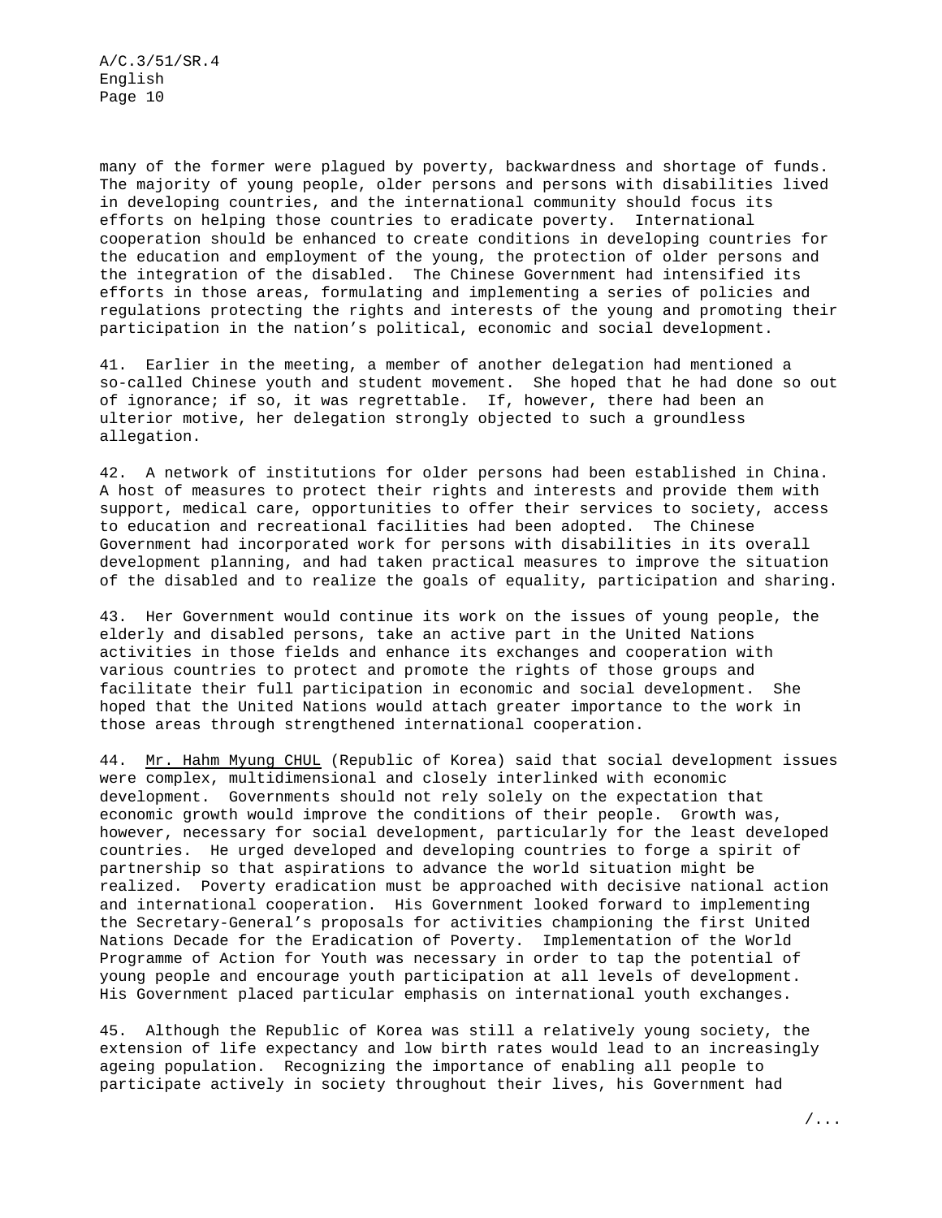many of the former were plagued by poverty, backwardness and shortage of funds. The majority of young people, older persons and persons with disabilities lived in developing countries, and the international community should focus its efforts on helping those countries to eradicate poverty. International cooperation should be enhanced to create conditions in developing countries for the education and employment of the young, the protection of older persons and the integration of the disabled. The Chinese Government had intensified its efforts in those areas, formulating and implementing a series of policies and regulations protecting the rights and interests of the young and promoting their participation in the nation's political, economic and social development.

41. Earlier in the meeting, a member of another delegation had mentioned a so-called Chinese youth and student movement. She hoped that he had done so out of ignorance; if so, it was regrettable. If, however, there had been an ulterior motive, her delegation strongly objected to such a groundless allegation.

42. A network of institutions for older persons had been established in China. A host of measures to protect their rights and interests and provide them with support, medical care, opportunities to offer their services to society, access to education and recreational facilities had been adopted. The Chinese Government had incorporated work for persons with disabilities in its overall development planning, and had taken practical measures to improve the situation of the disabled and to realize the goals of equality, participation and sharing.

43. Her Government would continue its work on the issues of young people, the elderly and disabled persons, take an active part in the United Nations activities in those fields and enhance its exchanges and cooperation with various countries to protect and promote the rights of those groups and facilitate their full participation in economic and social development. She hoped that the United Nations would attach greater importance to the work in those areas through strengthened international cooperation.

44. Mr. Hahm Myung CHUL (Republic of Korea) said that social development issues were complex, multidimensional and closely interlinked with economic development. Governments should not rely solely on the expectation that economic growth would improve the conditions of their people. Growth was, however, necessary for social development, particularly for the least developed countries. He urged developed and developing countries to forge a spirit of partnership so that aspirations to advance the world situation might be realized. Poverty eradication must be approached with decisive national action and international cooperation. His Government looked forward to implementing the Secretary-General's proposals for activities championing the first United Nations Decade for the Eradication of Poverty. Implementation of the World Programme of Action for Youth was necessary in order to tap the potential of young people and encourage youth participation at all levels of development. His Government placed particular emphasis on international youth exchanges.

45. Although the Republic of Korea was still a relatively young society, the extension of life expectancy and low birth rates would lead to an increasingly ageing population. Recognizing the importance of enabling all people to participate actively in society throughout their lives, his Government had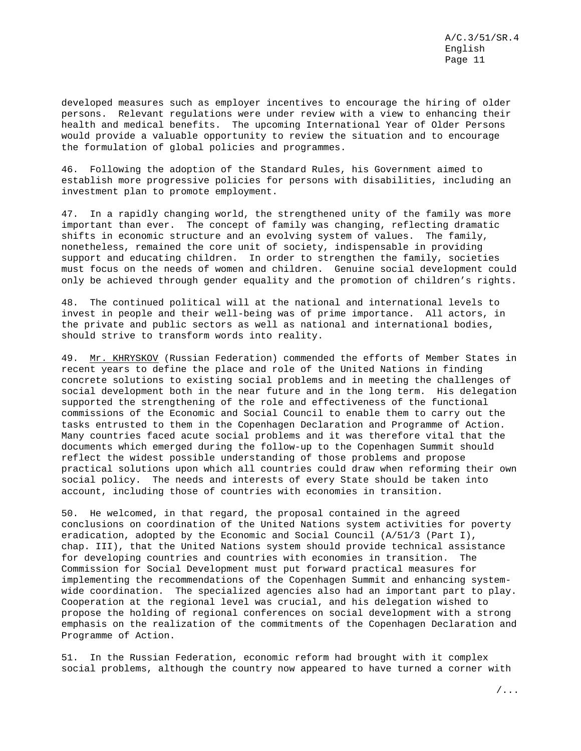developed measures such as employer incentives to encourage the hiring of older persons. Relevant regulations were under review with a view to enhancing their health and medical benefits. The upcoming International Year of Older Persons would provide a valuable opportunity to review the situation and to encourage the formulation of global policies and programmes.

46. Following the adoption of the Standard Rules, his Government aimed to establish more progressive policies for persons with disabilities, including an investment plan to promote employment.

47. In a rapidly changing world, the strengthened unity of the family was more important than ever. The concept of family was changing, reflecting dramatic shifts in economic structure and an evolving system of values. The family, nonetheless, remained the core unit of society, indispensable in providing support and educating children. In order to strengthen the family, societies must focus on the needs of women and children. Genuine social development could only be achieved through gender equality and the promotion of children's rights.

48. The continued political will at the national and international levels to invest in people and their well-being was of prime importance. All actors, in the private and public sectors as well as national and international bodies, should strive to transform words into reality.

49. Mr. KHRYSKOV (Russian Federation) commended the efforts of Member States in recent years to define the place and role of the United Nations in finding concrete solutions to existing social problems and in meeting the challenges of social development both in the near future and in the long term. His delegation supported the strengthening of the role and effectiveness of the functional commissions of the Economic and Social Council to enable them to carry out the tasks entrusted to them in the Copenhagen Declaration and Programme of Action. Many countries faced acute social problems and it was therefore vital that the documents which emerged during the follow-up to the Copenhagen Summit should reflect the widest possible understanding of those problems and propose practical solutions upon which all countries could draw when reforming their own social policy. The needs and interests of every State should be taken into account, including those of countries with economies in transition.

50. He welcomed, in that regard, the proposal contained in the agreed conclusions on coordination of the United Nations system activities for poverty eradication, adopted by the Economic and Social Council (A/51/3 (Part I), chap. III), that the United Nations system should provide technical assistance for developing countries and countries with economies in transition. The Commission for Social Development must put forward practical measures for implementing the recommendations of the Copenhagen Summit and enhancing system-wide coordination. The specialized agencies also had an important part to play. Cooperation at the regional level was crucial, and his delegation wished to propose the holding of regional conferences on social development with a strong emphasis on the realization of the commitments of the Copenhagen Declaration and Programme of Action.

51. In the Russian Federation, economic reform had brought with it complex social problems, although the country now appeared to have turned a corner with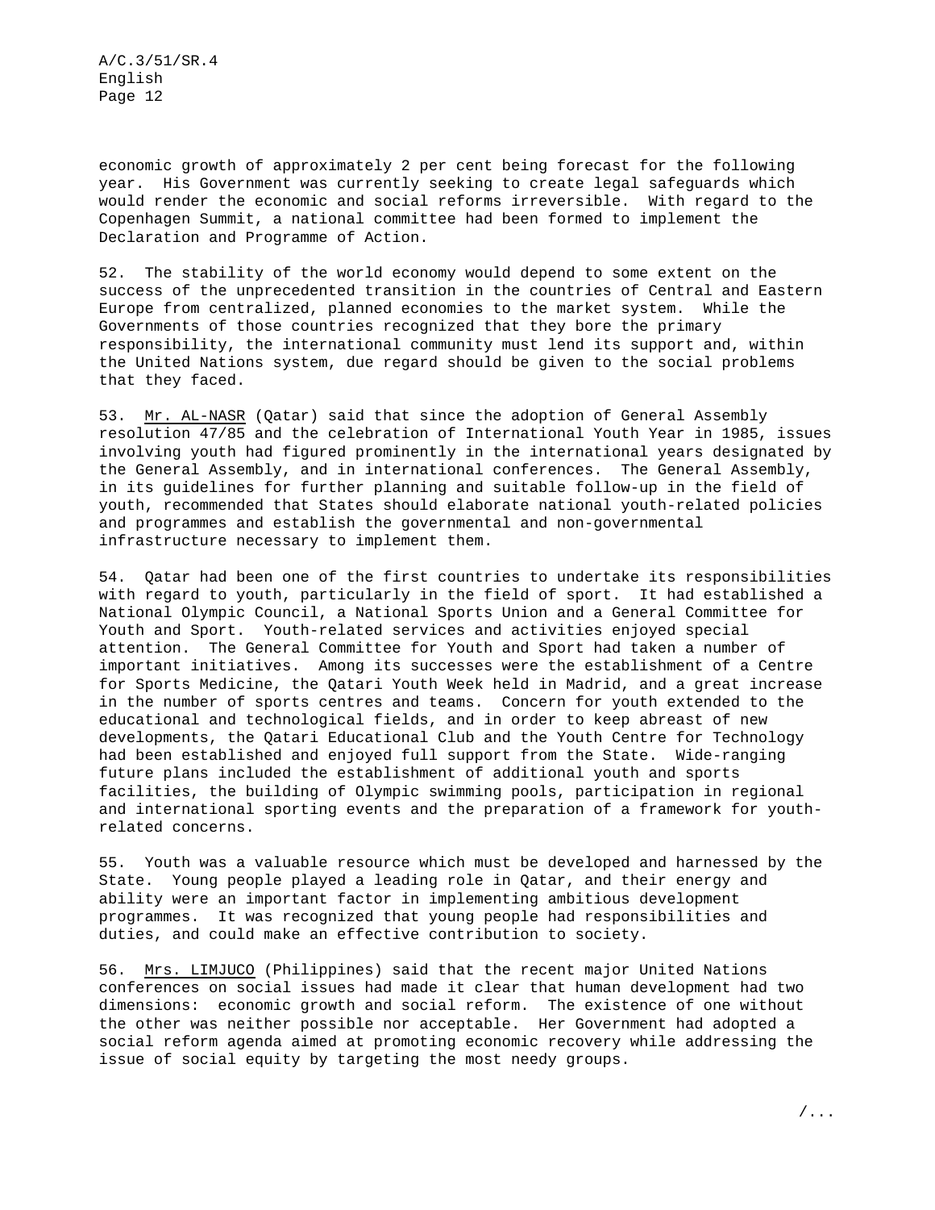economic growth of approximately 2 per cent being forecast for the following year. His Government was currently seeking to create legal safeguards which would render the economic and social reforms irreversible. With regard to the Copenhagen Summit, a national committee had been formed to implement the Declaration and Programme of Action.

52. The stability of the world economy would depend to some extent on the success of the unprecedented transition in the countries of Central and Eastern Europe from centralized, planned economies to the market system. While the Governments of those countries recognized that they bore the primary responsibility, the international community must lend its support and, within the United Nations system, due regard should be given to the social problems that they faced.

53. Mr. AL-NASR (Qatar) said that since the adoption of General Assembly resolution 47/85 and the celebration of International Youth Year in 1985, issues involving youth had figured prominently in the international years designated by the General Assembly, and in international conferences. The General Assembly, in its guidelines for further planning and suitable follow-up in the field of youth, recommended that States should elaborate national youth-related policies and programmes and establish the governmental and non-governmental infrastructure necessary to implement them.

54. Qatar had been one of the first countries to undertake its responsibilities with regard to youth, particularly in the field of sport. It had established a National Olympic Council, a National Sports Union and a General Committee for Youth and Sport. Youth-related services and activities enjoyed special attention. The General Committee for Youth and Sport had taken a number of important initiatives. Among its successes were the establishment of a Centre for Sports Medicine, the Qatari Youth Week held in Madrid, and a great increase in the number of sports centres and teams. Concern for youth extended to the educational and technological fields, and in order to keep abreast of new developments, the Qatari Educational Club and the Youth Centre for Technology had been established and enjoyed full support from the State. Wide-ranging future plans included the establishment of additional youth and sports facilities, the building of Olympic swimming pools, participation in regional and international sporting events and the preparation of a framework for youth-related concerns.

55. Youth was a valuable resource which must be developed and harnessed by the State. Young people played a leading role in Qatar, and their energy and ability were an important factor in implementing ambitious development programmes. It was recognized that young people had responsibilities and duties, and could make an effective contribution to society.

56. Mrs. LIMJUCO (Philippines) said that the recent major United Nations conferences on social issues had made it clear that human development had two dimensions: economic growth and social reform. The existence of one without the other was neither possible nor acceptable. Her Government had adopted a social reform agenda aimed at promoting economic recovery while addressing the issue of social equity by targeting the most needy groups.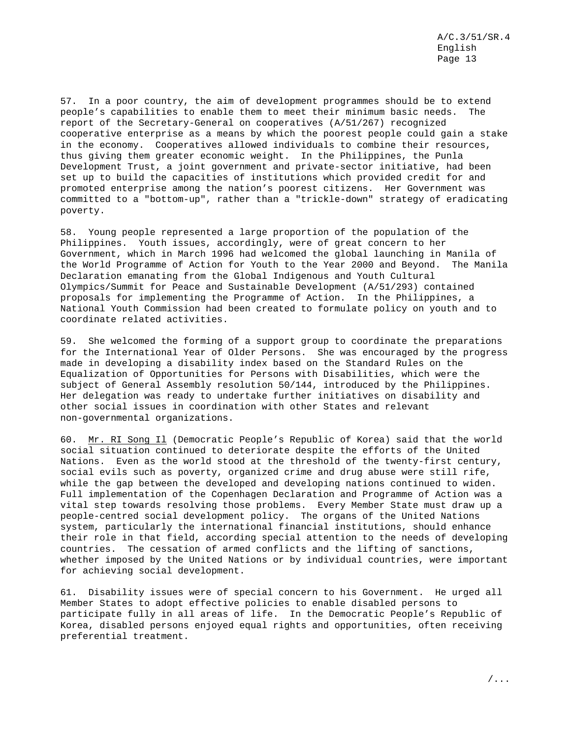57. In a poor country, the aim of development programmes should be to extend people's capabilities to enable them to meet their minimum basic needs. The report of the Secretary-General on cooperatives (A/51/267) recognized cooperative enterprise as a means by which the poorest people could gain a stake in the economy. Cooperatives allowed individuals to combine their resources, thus giving them greater economic weight. In the Philippines, the Punla Development Trust, a joint government and private-sector initiative, had been set up to build the capacities of institutions which provided credit for and promoted enterprise among the nation's poorest citizens. Her Government was committed to a "bottom-up", rather than a "trickle-down" strategy of eradicating poverty.

58. Young people represented a large proportion of the population of the Philippines. Youth issues, accordingly, were of great concern to her Government, which in March 1996 had welcomed the global launching in Manila of the World Programme of Action for Youth to the Year 2000 and Beyond. The Manila Declaration emanating from the Global Indigenous and Youth Cultural Olympics/Summit for Peace and Sustainable Development (A/51/293) contained proposals for implementing the Programme of Action. In the Philippines, a National Youth Commission had been created to formulate policy on youth and to coordinate related activities.

59. She welcomed the forming of a support group to coordinate the preparations for the International Year of Older Persons. She was encouraged by the progress made in developing a disability index based on the Standard Rules on the Equalization of Opportunities for Persons with Disabilities, which were the subject of General Assembly resolution 50/144, introduced by the Philippines. Her delegation was ready to undertake further initiatives on disability and other social issues in coordination with other States and relevant non-governmental organizations.

60. Mr. RI Song Il (Democratic People's Republic of Korea) said that the world social situation continued to deteriorate despite the efforts of the United Nations. Even as the world stood at the threshold of the twenty-first century, social evils such as poverty, organized crime and drug abuse were still rife, while the gap between the developed and developing nations continued to widen. Full implementation of the Copenhagen Declaration and Programme of Action was a vital step towards resolving those problems. Every Member State must draw up a people-centred social development policy. The organs of the United Nations system, particularly the international financial institutions, should enhance their role in that field, according special attention to the needs of developing countries. The cessation of armed conflicts and the lifting of sanctions, whether imposed by the United Nations or by individual countries, were important for achieving social development.

61. Disability issues were of special concern to his Government. He urged all Member States to adopt effective policies to enable disabled persons to participate fully in all areas of life. In the Democratic People's Republic of Korea, disabled persons enjoyed equal rights and opportunities, often receiving preferential treatment.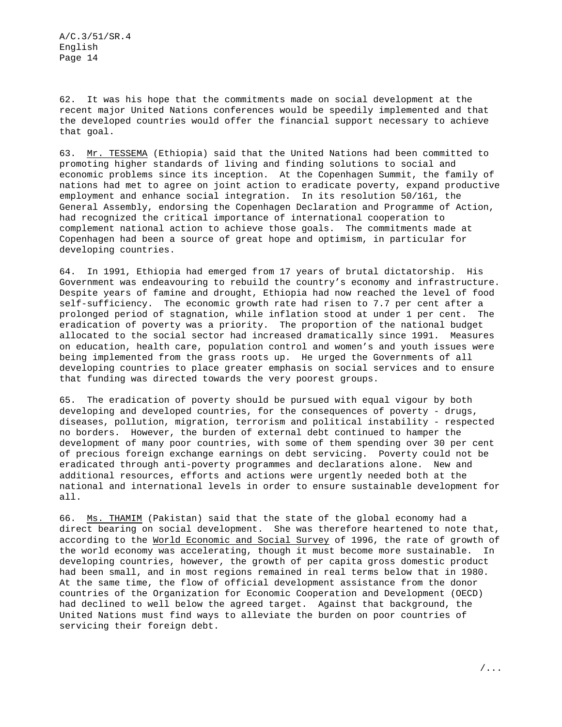62. It was his hope that the commitments made on social development at the recent major United Nations conferences would be speedily implemented and that the developed countries would offer the financial support necessary to achieve that goal.

63. Mr. TESSEMA (Ethiopia) said that the United Nations had been committed to promoting higher standards of living and finding solutions to social and economic problems since its inception. At the Copenhagen Summit, the family of nations had met to agree on joint action to eradicate poverty, expand productive employment and enhance social integration. In its resolution 50/161, the General Assembly, endorsing the Copenhagen Declaration and Programme of Action, had recognized the critical importance of international cooperation to complement national action to achieve those goals. The commitments made at Copenhagen had been a source of great hope and optimism, in particular for developing countries.

64. In 1991, Ethiopia had emerged from 17 years of brutal dictatorship. His Government was endeavouring to rebuild the country's economy and infrastructure. Despite years of famine and drought, Ethiopia had now reached the level of food self-sufficiency. The economic growth rate had risen to 7.7 per cent after a prolonged period of stagnation, while inflation stood at under 1 per cent. The eradication of poverty was a priority. The proportion of the national budget allocated to the social sector had increased dramatically since 1991. Measures on education, health care, population control and women's and youth issues were being implemented from the grass roots up. He urged the Governments of all developing countries to place greater emphasis on social services and to ensure that funding was directed towards the very poorest groups.

65. The eradication of poverty should be pursued with equal vigour by both developing and developed countries, for the consequences of poverty - drugs, diseases, pollution, migration, terrorism and political instability - respected no borders. However, the burden of external debt continued to hamper the development of many poor countries, with some of them spending over 30 per cent of precious foreign exchange earnings on debt servicing. Poverty could not be eradicated through anti-poverty programmes and declarations alone. New and additional resources, efforts and actions were urgently needed both at the national and international levels in order to ensure sustainable development for all.

66. Ms. THAMIM (Pakistan) said that the state of the global economy had a direct bearing on social development. She was therefore heartened to note that, according to the *World Economic and Social Survey* of 1996, the rate of growth of the world economy was accelerating, though it must become more sustainable. In developing countries, however, the growth of per capita gross domestic product had been small, and in most regions remained in real terms below that in 1980. At the same time, the flow of official development assistance from the donor countries of the Organization for Economic Cooperation and Development (OECD) had declined to well below the agreed target. Against that background, the United Nations must find ways to alleviate the burden on poor countries of servicing their foreign debt.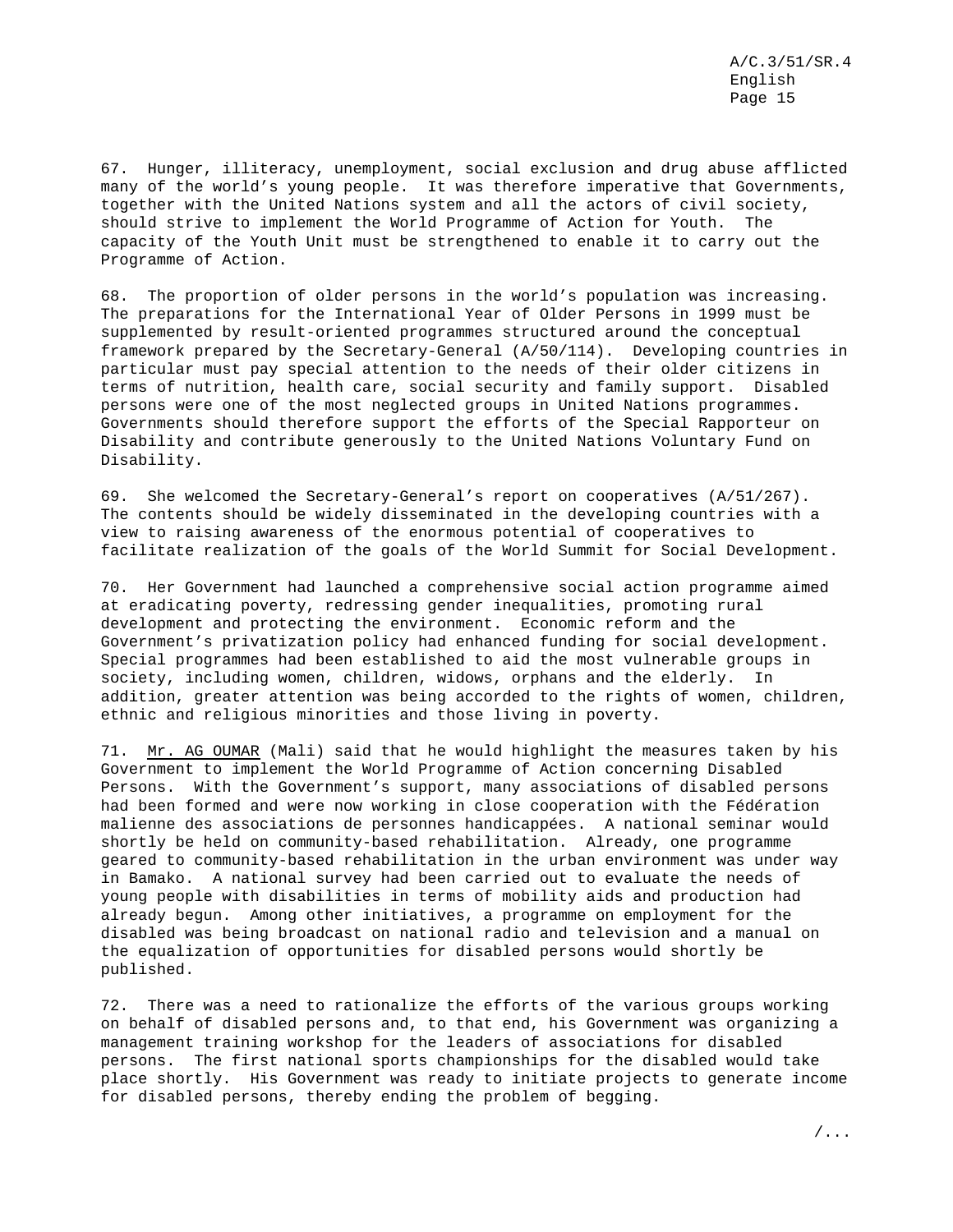67. Hunger, illiteracy, unemployment, social exclusion and drug abuse afflicted many of the world's young people. It was therefore imperative that Governments, together with the United Nations system and all the actors of civil society, should strive to implement the World Programme of Action for Youth. The capacity of the Youth Unit must be strengthened to enable it to carry out the Programme of Action.

68. The proportion of older persons in the world's population was increasing. The preparations for the International Year of Older Persons in 1999 must be supplemented by result-oriented programmes structured around the conceptual framework prepared by the Secretary-General (A/50/114). Developing countries in particular must pay special attention to the needs of their older citizens in terms of nutrition, health care, social security and family support. Disabled persons were one of the most neglected groups in United Nations programmes. Governments should therefore support the efforts of the Special Rapporteur on Disability and contribute generously to the United Nations Voluntary Fund on Disability.

69. She welcomed the Secretary-General's report on cooperatives (A/51/267). The contents should be widely disseminated in the developing countries with a view to raising awareness of the enormous potential of cooperatives to facilitate realization of the goals of the World Summit for Social Development.

70. Her Government had launched a comprehensive social action programme aimed at eradicating poverty, redressing gender inequalities, promoting rural development and protecting the environment. Economic reform and the Government's privatization policy had enhanced funding for social development. Special programmes had been established to aid the most vulnerable groups in society, including women, children, widows, orphans and the elderly. In addition, greater attention was being accorded to the rights of women, children, ethnic and religious minorities and those living in poverty.

71. Mr. AG OUMAR (Mali) said that he would highlight the measures taken by his Government to implement the World Programme of Action concerning Disabled Persons. With the Government's support, many associations of disabled persons had been formed and were now working in close cooperation with the Fédération malienne des associations de personnes handicapées. A national seminar would shortly be held on community-based rehabilitation. Already, one programme geared to community-based rehabilitation in the urban environment was under way in Bamako. A national survey had been carried out to evaluate the needs of young people with disabilities in terms of mobility aids and production had already begun. Among other initiatives, a programme on employment for the disabled was being broadcast on national radio and television and a manual on the equalization of opportunities for disabled persons would shortly be published.

72. There was a need to rationalize the efforts of the various groups working on behalf of disabled persons and, to that end, his Government was organizing a management training workshop for the leaders of associations for disabled persons. The first national sports championships for the disabled would take place shortly. His Government was ready to initiate projects to generate income for disabled persons, thereby ending the problem of begging.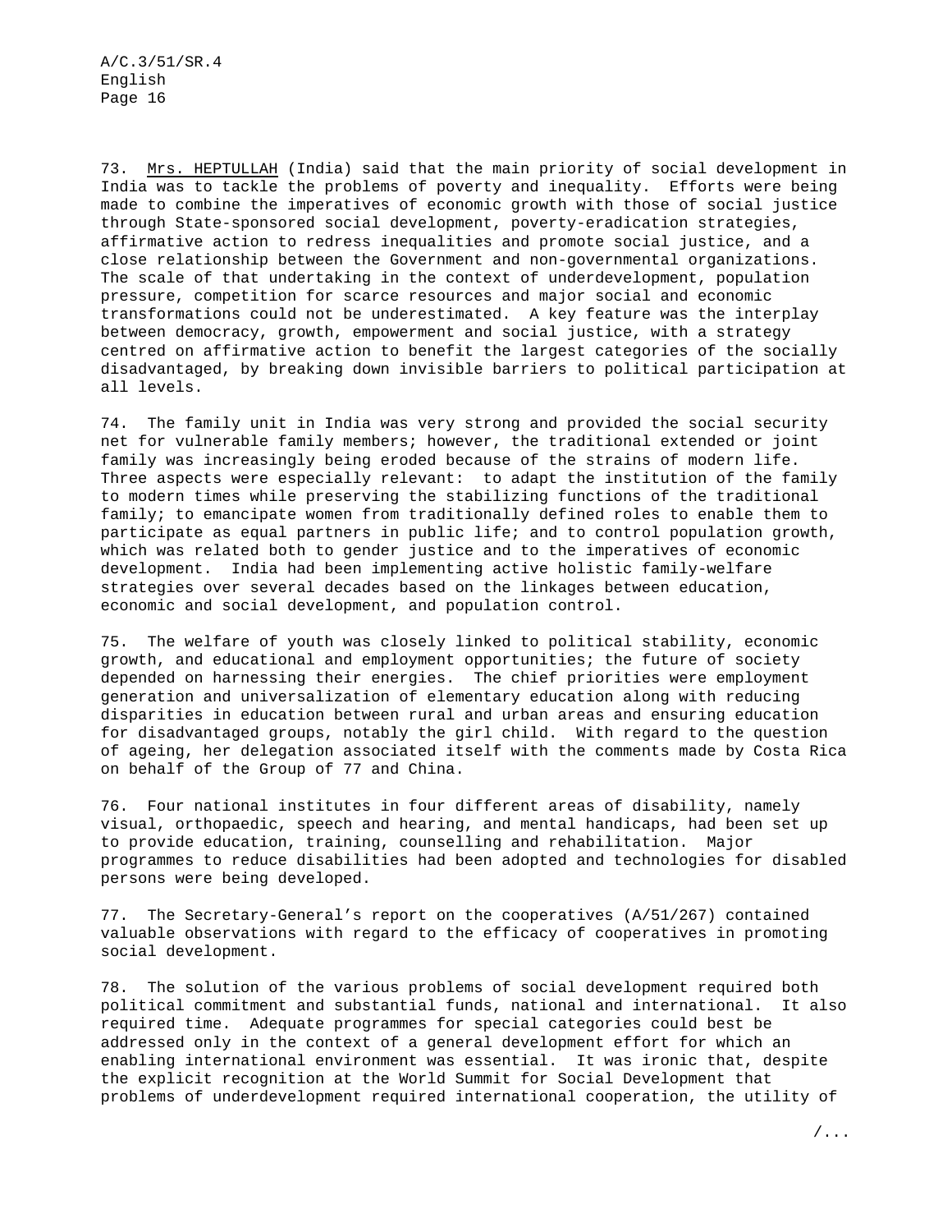73. Mrs. HEPTULLAH (India) said that the main priority of social development in India was to tackle the problems of poverty and inequality. Efforts were being made to combine the imperatives of economic growth with those of social justice through State-sponsored social development, poverty-eradication strategies, affirmative action to redress inequalities and promote social justice, and a close relationship between the Government and non-governmental organizations. The scale of that undertaking in the context of underdevelopment, population pressure, competition for scarce resources and major social and economic transformations could not be underestimated. A key feature was the interplay between democracy, growth, empowerment and social justice, with a strategy centred on affirmative action to benefit the largest categories of the socially disadvantaged, by breaking down invisible barriers to political participation at all levels.

74. The family unit in India was very strong and provided the social security net for vulnerable family members; however, the traditional extended or joint family was increasingly being eroded because of the strains of modern life. Three aspects were especially relevant: to adapt the institution of the family to modern times while preserving the stabilizing functions of the traditional family; to emancipate women from traditionally defined roles to enable them to participate as equal partners in public life; and to control population growth, which was related both to gender justice and to the imperatives of economic development. India had been implementing active holistic family-welfare strategies over several decades based on the linkages between education, economic and social development, and population control.

75. The welfare of youth was closely linked to political stability, economic growth, and educational and employment opportunities; the future of society depended on harnessing their energies. The chief priorities were employment generation and universalization of elementary education along with reducing disparities in education between rural and urban areas and ensuring education for disadvantaged groups, notably the girl child. With regard to the question of ageing, her delegation associated itself with the comments made by Costa Rica on behalf of the Group of 77 and China.

76. Four national institutes in four different areas of disability, namely visual, orthopaedic, speech and hearing, and mental handicaps, had been set up to provide education, training, counselling and rehabilitation. Major programmes to reduce disabilities had been adopted and technologies for disabled persons were being developed.

77. The Secretary-General's report on the cooperatives (A/51/267) contained valuable observations with regard to the efficacy of cooperatives in promoting social development.

78. The solution of the various problems of social development required both political commitment and substantial funds, national and international. It also required time. Adequate programmes for special categories could best be addressed only in the context of a general development effort for which an enabling international environment was essential. It was ironic that, despite the explicit recognition at the World Summit for Social Development that problems of underdevelopment required international cooperation, the utility of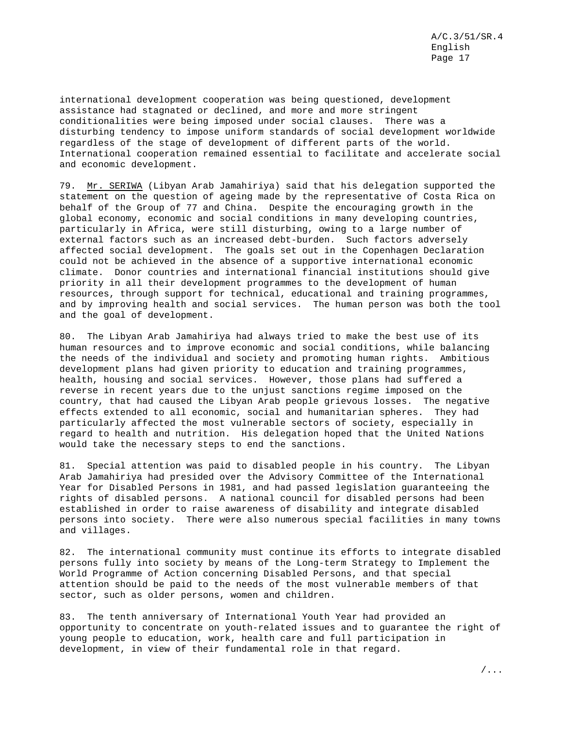international development cooperation was being questioned, development assistance had stagnated or declined, and more and more stringent conditionalities were being imposed under social clauses. There was a disturbing tendency to impose uniform standards of social development worldwide regardless of the stage of development of different parts of the world. International cooperation remained essential to facilitate and accelerate social and economic development.

79. Mr. SERIWA (Libyan Arab Jamahiriya) said that his delegation supported the statement on the question of ageing made by the representative of Costa Rica on behalf of the Group of 77 and China. Despite the encouraging growth in the global economy, economic and social conditions in many developing countries, particularly in Africa, were still disturbing, owing to a large number of external factors such as an increased debt-burden. Such factors adversely affected social development. The goals set out in the Copenhagen Declaration could not be achieved in the absence of a supportive international economic climate. Donor countries and international financial institutions should give priority in all their development programmes to the development of human resources, through support for technical, educational and training programmes, and by improving health and social services. The human person was both the tool and the goal of development.

80. The Libyan Arab Jamahiriya had always tried to make the best use of its human resources and to improve economic and social conditions, while balancing the needs of the individual and society and promoting human rights. Ambitious development plans had given priority to education and training programmes, health, housing and social services. However, those plans had suffered a reverse in recent years due to the unjust sanctions regime imposed on the country, that had caused the Libyan Arab people grievous losses. The negative effects extended to all economic, social and humanitarian spheres. They had particularly affected the most vulnerable sectors of society, especially in regard to health and nutrition. His delegation hoped that the United Nations would take the necessary steps to end the sanctions.

81. Special attention was paid to disabled people in his country. The Libyan Arab Jamahiriya had presided over the Advisory Committee of the International Year for Disabled Persons in 1981, and had passed legislation guaranteeing the rights of disabled persons. A national council for disabled persons had been established in order to raise awareness of disability and integrate disabled persons into society. There were also numerous special facilities in many towns and villages.

82. The international community must continue its efforts to integrate disabled persons fully into society by means of the Long-term Strategy to Implement the World Programme of Action concerning Disabled Persons, and that special attention should be paid to the needs of the most vulnerable members of that sector, such as older persons, women and children.

83. The tenth anniversary of International Youth Year had provided an opportunity to concentrate on youth-related issues and to guarantee the right of young people to education, work, health care and full participation in development, in view of their fundamental role in that regard.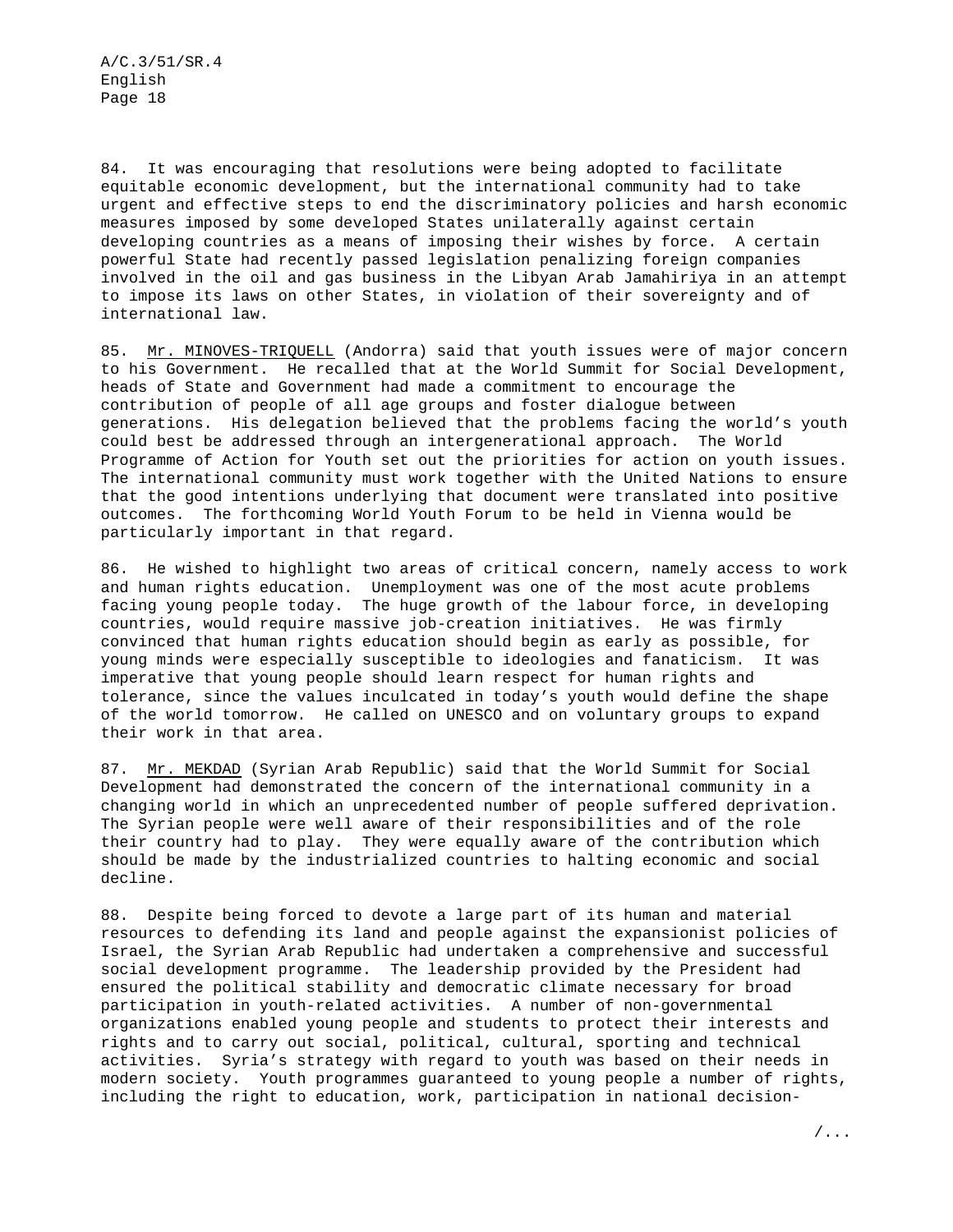84. It was encouraging that resolutions were being adopted to facilitate equitable economic development, but the international community had to take urgent and effective steps to end the discriminatory policies and harsh economic measures imposed by some developed States unilaterally against certain developing countries as a means of imposing their wishes by force. A certain powerful State had recently passed legislation penalizing foreign companies involved in the oil and gas business in the Libyan Arab Jamahiriya in an attempt to impose its laws on other States, in violation of their sovereignty and of international law.

85. Mr. MINOVES-TRIQUELL (Andorra) said that youth issues were of major concern to his Government. He recalled that at the World Summit for Social Development, heads of State and Government had made a commitment to encourage the contribution of people of all age groups and foster dialogue between generations. His delegation believed that the problems facing the world's youth could best be addressed through an intergenerational approach. The World Programme of Action for Youth set out the priorities for action on youth issues. The international community must work together with the United Nations to ensure that the good intentions underlying that document were translated into positive outcomes. The forthcoming World Youth Forum to be held in Vienna would be particularly important in that regard.

86. He wished to highlight two areas of critical concern, namely access to work and human rights education. Unemployment was one of the most acute problems facing young people today. The huge growth of the labour force, in developing countries, would require massive job-creation initiatives. He was firmly convinced that human rights education should begin as early as possible, for young minds were especially susceptible to ideologies and fanaticism. It was imperative that young people should learn respect for human rights and tolerance, since the values inculcated in today's youth would define the shape of the world tomorrow. He called on UNESCO and on voluntary groups to expand their work in that area.

87. Mr. MEKDAD (Syrian Arab Republic) said that the World Summit for Social Development had demonstrated the concern of the international community in a changing world in which an unprecedented number of people suffered deprivation. The Syrian people were well aware of their responsibilities and of the role their country had to play. They were equally aware of the contribution which should be made by the industrialized countries to halting economic and social decline.

88. Despite being forced to devote a large part of its human and material resources to defending its land and people against the expansionist policies of Israel, the Syrian Arab Republic had undertaken a comprehensive and successful social development programme. The leadership provided by the President had ensured the political stability and democratic climate necessary for broad participation in youth-related activities. A number of non-governmental organizations enabled young people and students to protect their interests and rights and to carry out social, political, cultural, sporting and technical activities. Syria's strategy with regard to youth was based on their needs in modern society. Youth programmes guaranteed to young people a number of rights, including the right to education, work, participation in national decision-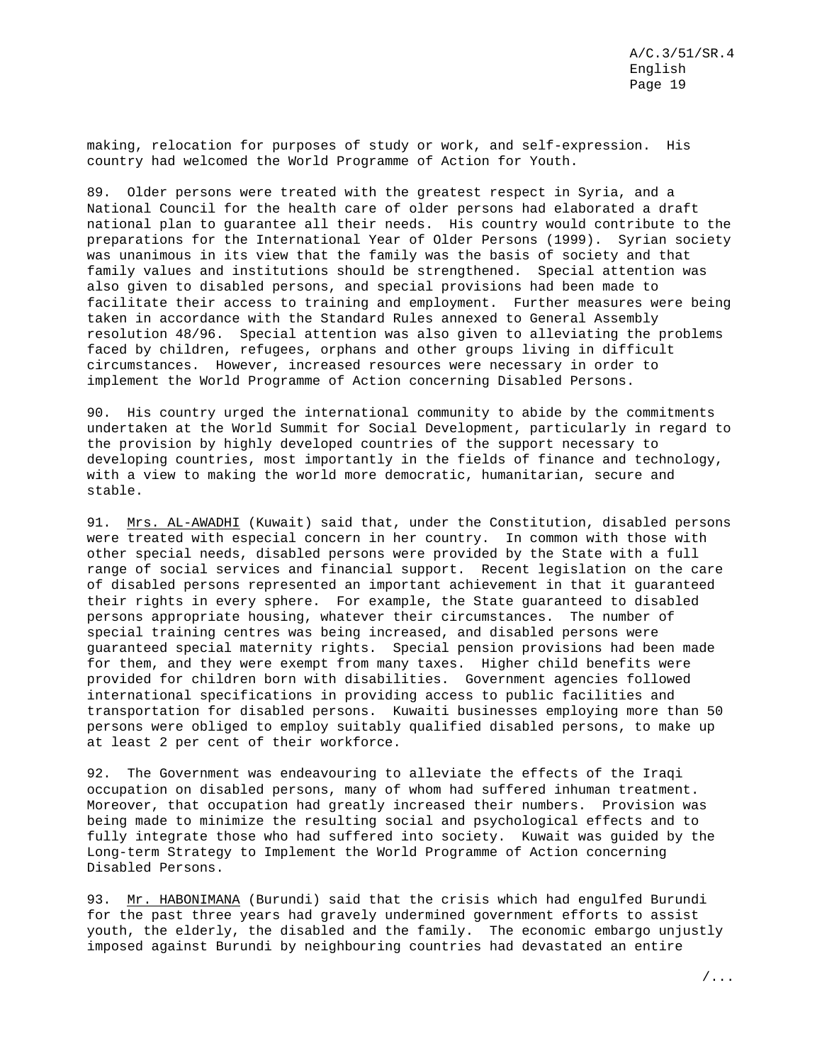making, relocation for purposes of study or work, and self-expression. His country had welcomed the World Programme of Action for Youth.

89. Older persons were treated with the greatest respect in Syria, and a National Council for the health care of older persons had elaborated a draft national plan to guarantee all their needs. His country would contribute to the preparations for the International Year of Older Persons (1999). Syrian society was unanimous in its view that the family was the basis of society and that family values and institutions should be strengthened. Special attention was also given to disabled persons, and special provisions had been made to facilitate their access to training and employment. Further measures were being taken in accordance with the Standard Rules annexed to General Assembly resolution 48/96. Special attention was also given to alleviating the problems faced by children, refugees, orphans and other groups living in difficult circumstances. However, increased resources were necessary in order to implement the World Programme of Action concerning Disabled Persons.

90. His country urged the international community to abide by the commitments undertaken at the World Summit for Social Development, particularly in regard to the provision by highly developed countries of the support necessary to developing countries, most importantly in the fields of finance and technology, with a view to making the world more democratic, humanitarian, secure and stable.

91. Mrs. AL-AWADHI (Kuwait) said that, under the Constitution, disabled persons were treated with especial concern in her country. In common with those with other special needs, disabled persons were provided by the State with a full range of social services and financial support. Recent legislation on the care of disabled persons represented an important achievement in that it guaranteed their rights in every sphere. For example, the State guaranteed to disabled persons appropriate housing, whatever their circumstances. The number of special training centres was being increased, and disabled persons were guaranteed special maternity rights. Special pension provisions had been made for them, and they were exempt from many taxes. Higher child benefits were provided for children born with disabilities. Government agencies followed international specifications in providing access to public facilities and transportation for disabled persons. Kuwaiti businesses employing more than 50 persons were obliged to employ suitably qualified disabled persons, to make up at least 2 per cent of their workforce.

92. The Government was endeavouring to alleviate the effects of the Iraqi occupation on disabled persons, many of whom had suffered inhuman treatment. Moreover, that occupation had greatly increased their numbers. Provision was being made to minimize the resulting social and psychological effects and to fully integrate those who had suffered into society. Kuwait was guided by the Long-term Strategy to Implement the World Programme of Action concerning Disabled Persons.

93. Mr. HABONIMANA (Burundi) said that the crisis which had engulfed Burundi for the past three years had gravely undermined government efforts to assist youth, the elderly, the disabled and the family. The economic embargo unjustly imposed against Burundi by neighbouring countries had devastated an entire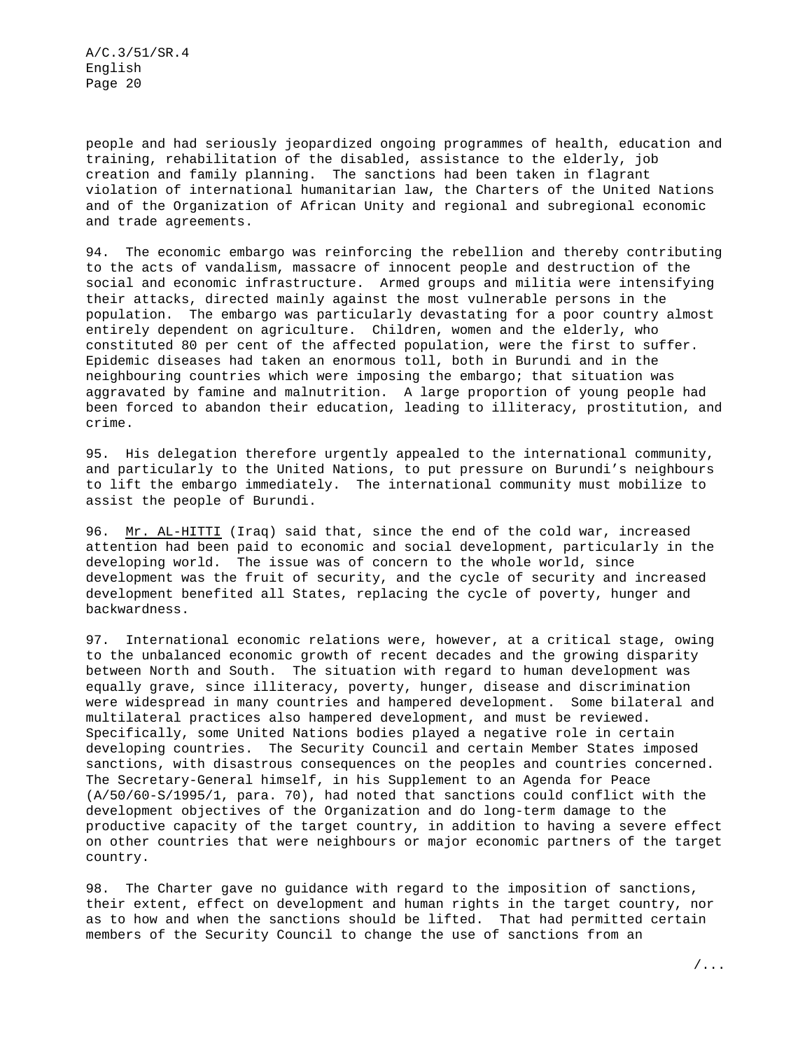people and had seriously jeopardized ongoing programmes of health, education and training, rehabilitation of the disabled, assistance to the elderly, job creation and family planning. The sanctions had been taken in flagrant violation of international humanitarian law, the Charters of the United Nations and of the Organization of African Unity and regional and subregional economic and trade agreements.

94. The economic embargo was reinforcing the rebellion and thereby contributing to the acts of vandalism, massacre of innocent people and destruction of the social and economic infrastructure. Armed groups and militia were intensifying their attacks, directed mainly against the most vulnerable persons in the population. The embargo was particularly devastating for a poor country almost entirely dependent on agriculture. Children, women and the elderly, who constituted 80 per cent of the affected population, were the first to suffer. Epidemic diseases had taken an enormous toll, both in Burundi and in the neighbouring countries which were imposing the embargo; that situation was aggravated by famine and malnutrition. A large proportion of young people had been forced to abandon their education, leading to illiteracy, prostitution, and crime.

95. His delegation therefore urgently appealed to the international community, and particularly to the United Nations, to put pressure on Burundi's neighbours to lift the embargo immediately. The international community must mobilize to assist the people of Burundi.

96. Mr. AL-HITTI (Iraq) said that, since the end of the cold war, increased attention had been paid to economic and social development, particularly in the developing world. The issue was of concern to the whole world, since development was the fruit of security, and the cycle of security and increased development benefited all States, replacing the cycle of poverty, hunger and backwardness.

97. International economic relations were, however, at a critical stage, owing to the unbalanced economic growth of recent decades and the growing disparity between North and South. The situation with regard to human development was equally grave, since illiteracy, poverty, hunger, disease and discrimination were widespread in many countries and hampered development. Some bilateral and multilateral practices also hampered development, and must be reviewed. Specifically, some United Nations bodies played a negative role in certain developing countries. The Security Council and certain Member States imposed sanctions, with disastrous consequences on the peoples and countries concerned. The Secretary-General himself, in his Supplement to an Agenda for Peace (A/50/60-S/1995/1, para. 70), had noted that sanctions could conflict with the development objectives of the Organization and do long-term damage to the productive capacity of the target country, in addition to having a severe effect on other countries that were neighbours or major economic partners of the target country.

98. The Charter gave no guidance with regard to the imposition of sanctions, their extent, effect on development and human rights in the target country, nor as to how and when the sanctions should be lifted. That had permitted certain members of the Security Council to change the use of sanctions from an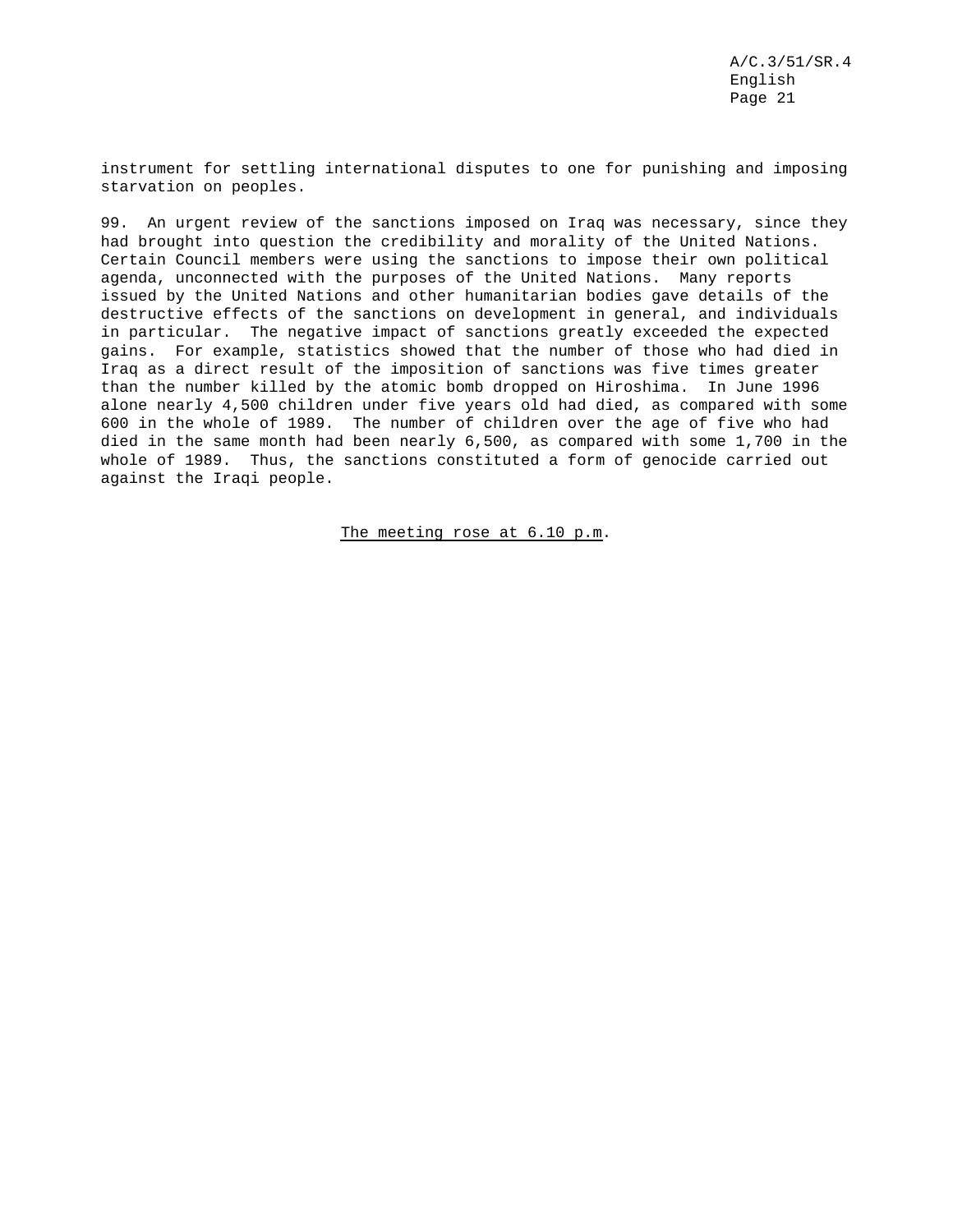instrument for settling international disputes to one for punishing and imposing starvation on peoples.

99. An urgent review of the sanctions imposed on Iraq was necessary, since they had brought into question the credibility and morality of the United Nations. Certain Council members were using the sanctions to impose their own political agenda, unconnected with the purposes of the United Nations. Many reports issued by the United Nations and other humanitarian bodies gave details of the destructive effects of the sanctions on development in general, and individuals in particular. The negative impact of sanctions greatly exceeded the expected gains. For example, statistics showed that the number of those who had died in Iraq as a direct result of the imposition of sanctions was five times greater than the number killed by the atomic bomb dropped on Hiroshima. In June 1996 alone nearly 4,500 children under five years old had died, as compared with some 600 in the whole of 1989. The number of children over the age of five who had died in the same month had been nearly 6,500, as compared with some 1,700 in the whole of 1989. Thus, the sanctions constituted a form of genocide carried out against the Iraqi people.

The meeting rose at 6.10 p.m.